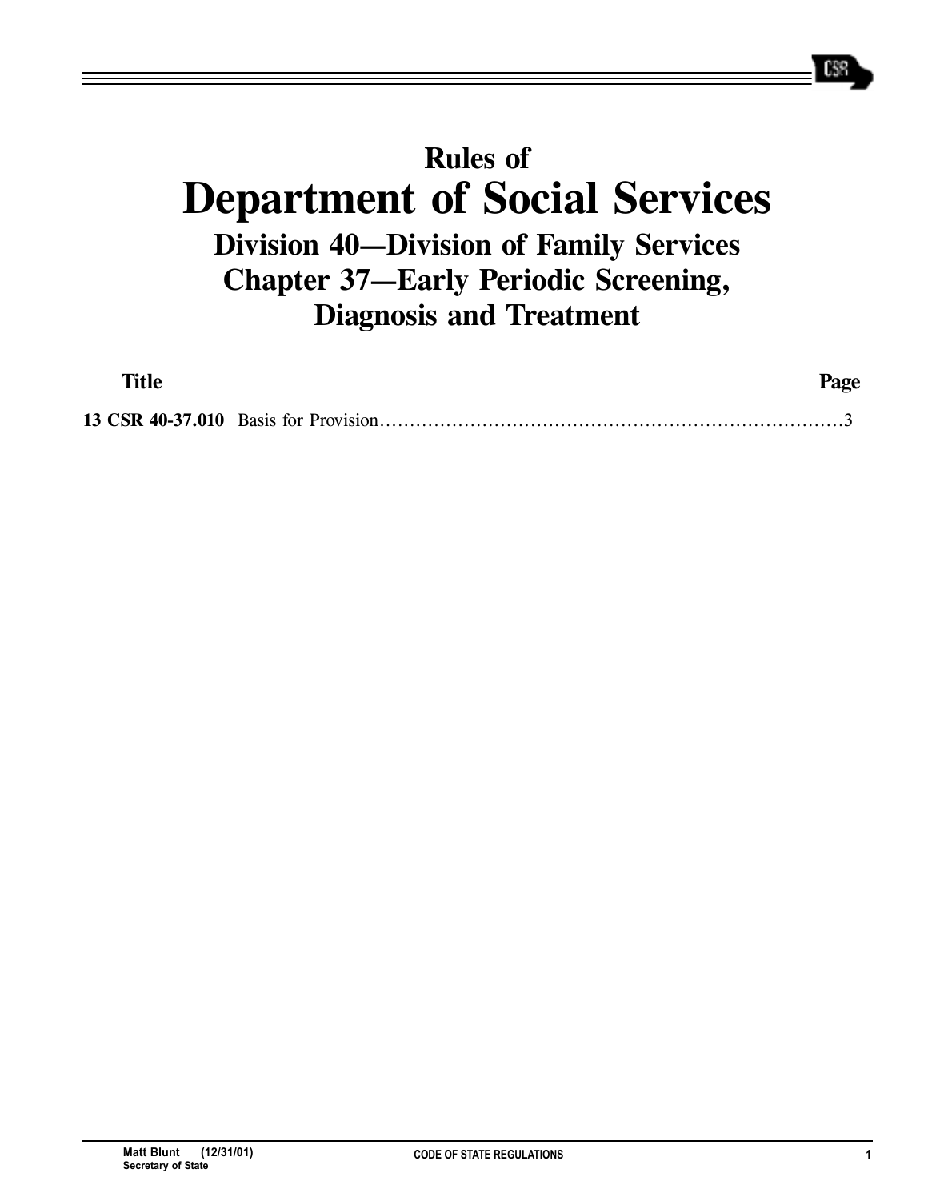# Rules of
# Department of Social Services
## Division 40—Division of Family Services
## Chapter 37—Early Periodic Screening, Diagnosis and Treatment

| Title | | Page |
|---|---|---|
| **13 CSR 40-37.010** | Basis for Provision | 3 |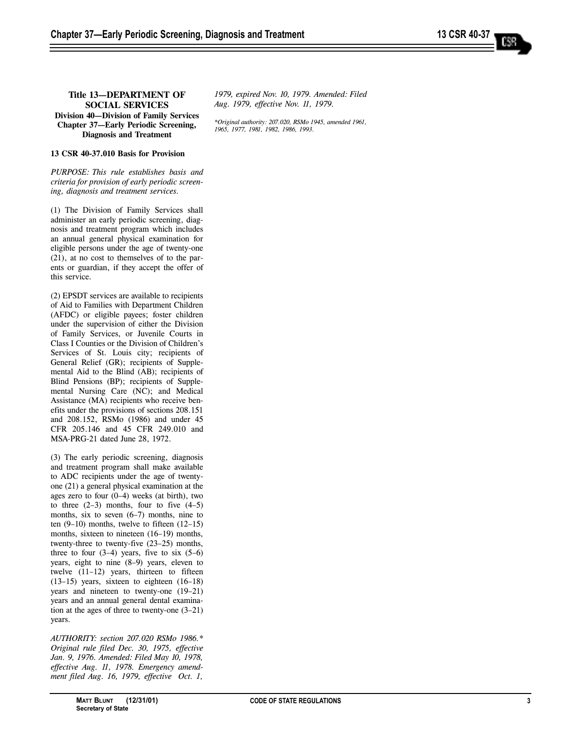**Title 13—DEPARTMENT OF SOCIAL SERVICES**
**Division 40—Division of Family Services**
**Chapter 37—Early Periodic Screening, Diagnosis and Treatment**

**13 CSR 40-37.010 Basis for Provision**

*PURPOSE: This rule establishes basis and criteria for provision of early periodic screening, diagnosis and treatment services.*

(1) The Division of Family Services shall administer an early periodic screening, diagnosis and treatment program which includes an annual general physical examination for eligible persons under the age of twenty-one (21), at no cost to themselves of to the parents or guardian, if they accept the offer of this service.

(2) EPSDT services are available to recipients of Aid to Families with Department Children (AFDC) or eligible payees; foster children under the supervision of either the Division of Family Services, or Juvenile Courts in Class I Counties or the Division of Children's Services of St. Louis city; recipients of General Relief (GR); recipients of Supplemental Aid to the Blind (AB); recipients of Blind Pensions (BP); recipients of Supplemental Nursing Care (NC); and Medical Assistance (MA) recipients who receive benefits under the provisions of sections 208.151 and 208.152, RSMo (1986) and under 45 CFR 205.146 and 45 CFR 249.010 and MSA-PRG-21 dated June 28, 1972.

(3) The early periodic screening, diagnosis and treatment program shall make available to ADC recipients under the age of twenty-one (21) a general physical examination at the ages zero to four (0–4) weeks (at birth), two to three (2–3) months, four to five (4–5) months, six to seven (6–7) months, nine to ten (9–10) months, twelve to fifteen (12–15) months, sixteen to nineteen (16–19) months, twenty-three to twenty-five (23–25) months, three to four (3–4) years, five to six (5–6) years, eight to nine (8–9) years, eleven to twelve (11–12) years, thirteen to fifteen (13–15) years, sixteen to eighteen (16–18) years and nineteen to twenty-one (19–21) years and an annual general dental examination at the ages of three to twenty-one (3–21) years.

*AUTHORITY: section 207.020 RSMo 1986.\* Original rule filed Dec. 30, 1975, effective Jan. 9, 1976. Amended: Filed May 10, 1978, effective Aug. 11, 1978. Emergency amendment filed Aug. 16, 1979, effective Oct. 1, 1979, expired Nov. 10, 1979. Amended: Filed Aug. 1979, effective Nov. 11, 1979.*

*\*Original authority: 207.020, RSMo 1945, amended 1961, 1965, 1977, 1981, 1982, 1986, 1993.*